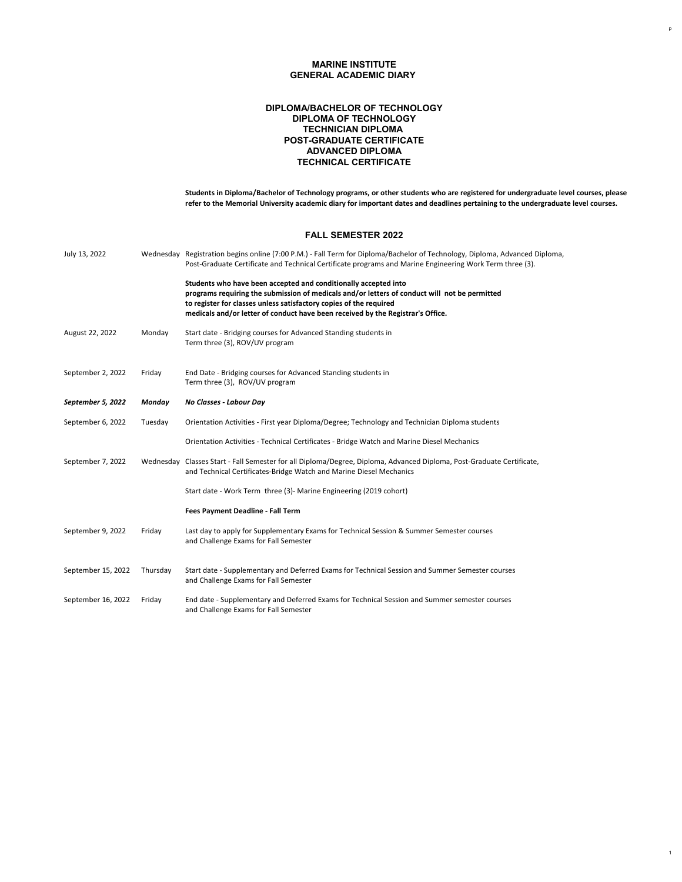# MARINE INSTITUTE
# GENERAL ACADEMIC DIARY

## DIPLOMA/BACHELOR OF TECHNOLOGY
## DIPLOMA OF TECHNOLOGY
## TECHNICIAN DIPLOMA
## POST-GRADUATE CERTIFICATE
## ADVANCED DIPLOMA
## TECHNICAL CERTIFICATE

**Students in Diploma/Bachelor of Technology programs, or other students who are registered for undergraduate level courses, please refer to the Memorial University academic diary for important dates and deadlines pertaining to the undergraduate level courses.**

## FALL SEMESTER 2022

| Date | Day | Event |
|---|---|---|
| July 13, 2022 | Wednesday | Registration begins online (7:00 P.M.) - Fall Term for Diploma/Bachelor of Technology, Diploma, Advanced Diploma, Post-Graduate Certificate and Technical Certificate programs and Marine Engineering Work Term three (3).<br><br>**Students who have been accepted and conditionally accepted into programs requiring the submission of medicals and/or letters of conduct will not be permitted to register for classes unless satisfactory copies of the required medicals and/or letter of conduct have been received by the Registrar's Office.** |
| August 22, 2022 | Monday | Start date - Bridging courses for Advanced Standing students in Term three (3), ROV/UV program |
| September 2, 2022 | Friday | End Date - Bridging courses for Advanced Standing students in Term three (3), ROV/UV program |
| ***September 5, 2022*** | ***Monday*** | ***No Classes - Labour Day*** |
| September 6, 2022 | Tuesday | Orientation Activities - First year Diploma/Degree; Technology and Technician Diploma students<br><br>Orientation Activities - Technical Certificates - Bridge Watch and Marine Diesel Mechanics |
| September 7, 2022 | Wednesday | Classes Start - Fall Semester for all Diploma/Degree, Diploma, Advanced Diploma, Post-Graduate Certificate, and Technical Certificates-Bridge Watch and Marine Diesel Mechanics<br><br>Start date - Work Term three (3)- Marine Engineering (2019 cohort)<br><br>**Fees Payment Deadline - Fall Term** |
| September 9, 2022 | Friday | Last day to apply for Supplementary Exams for Technical Session & Summer Semester courses and Challenge Exams for Fall Semester |
| September 15, 2022 | Thursday | Start date - Supplementary and Deferred Exams for Technical Session and Summer Semester courses and Challenge Exams for Fall Semester |
| September 16, 2022 | Friday | End date - Supplementary and Deferred Exams for Technical Session and Summer semester courses and Challenge Exams for Fall Semester |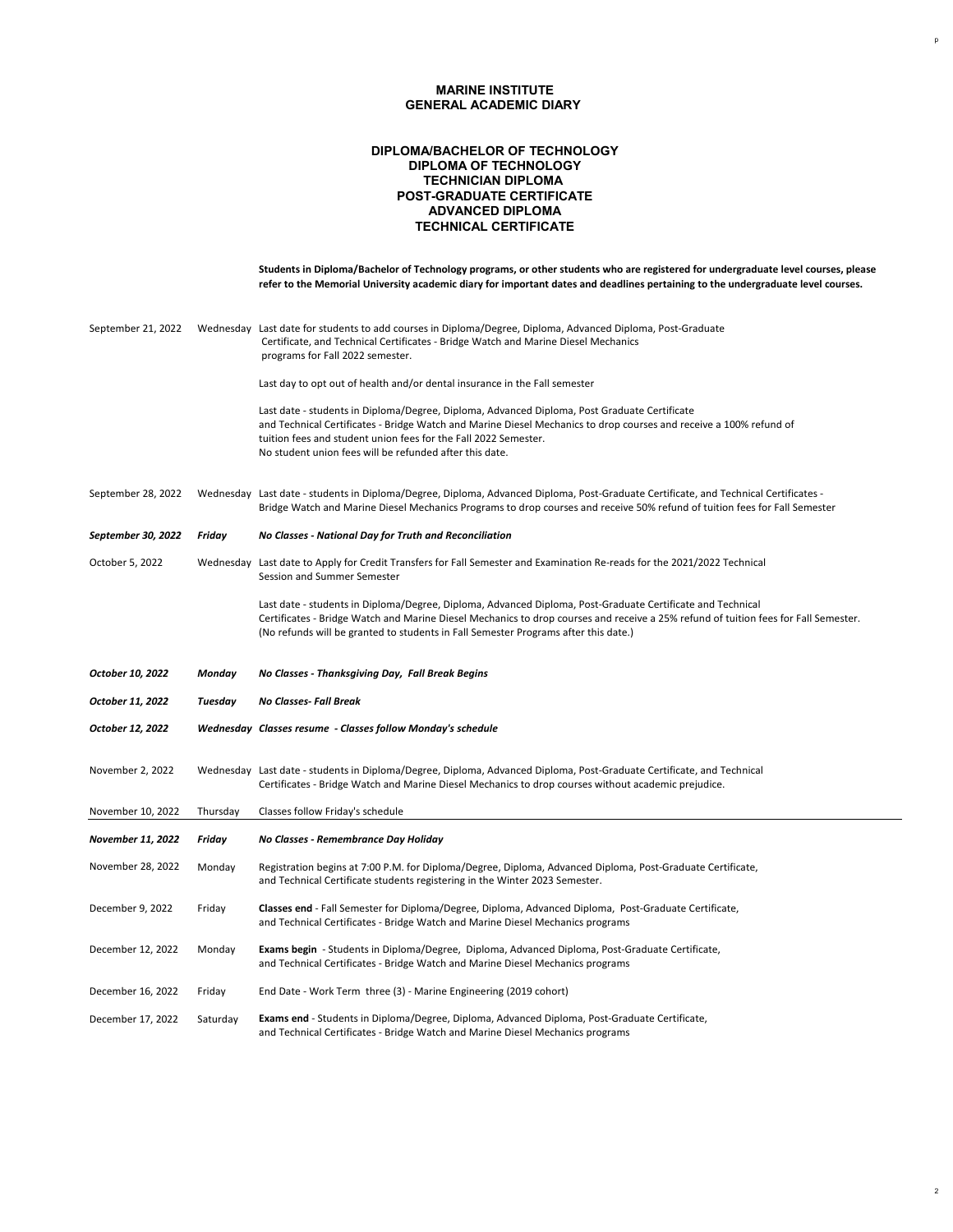# MARINE INSTITUTE
# GENERAL ACADEMIC DIARY

## DIPLOMA/BACHELOR OF TECHNOLOGY
## DIPLOMA OF TECHNOLOGY
## TECHNICIAN DIPLOMA
## POST-GRADUATE CERTIFICATE
## ADVANCED DIPLOMA
## TECHNICAL CERTIFICATE

**Students in Diploma/Bachelor of Technology programs, or other students who are registered for undergraduate level courses, please refer to the Memorial University academic diary for important dates and deadlines pertaining to the undergraduate level courses.**

| Date | Day | Event |
|---|---|---|
| September 21, 2022 | Wednesday | Last date for students to add courses in Diploma/Degree, Diploma, Advanced Diploma, Post-Graduate Certificate, and Technical Certificates - Bridge Watch and Marine Diesel Mechanics programs for Fall 2022 semester.<br><br>Last day to opt out of health and/or dental insurance in the Fall semester<br><br>Last date - students in Diploma/Degree, Diploma, Advanced Diploma, Post Graduate Certificate and Technical Certificates - Bridge Watch and Marine Diesel Mechanics to drop courses and receive a 100% refund of tuition fees and student union fees for the Fall 2022 Semester. No student union fees will be refunded after this date. |
| September 28, 2022 | Wednesday | Last date - students in Diploma/Degree, Diploma, Advanced Diploma, Post-Graduate Certificate, and Technical Certificates - Bridge Watch and Marine Diesel Mechanics Programs to drop courses and receive 50% refund of tuition fees for Fall Semester |
| ***September 30, 2022*** | ***Friday*** | ***No Classes - National Day for Truth and Reconciliation*** |
| October 5, 2022 | Wednesday | Last date to Apply for Credit Transfers for Fall Semester and Examination Re-reads for the 2021/2022 Technical Session and Summer Semester<br><br>Last date - students in Diploma/Degree, Diploma, Advanced Diploma, Post-Graduate Certificate and Technical Certificates - Bridge Watch and Marine Diesel Mechanics to drop courses and receive a 25% refund of tuition fees for Fall Semester. (No refunds will be granted to students in Fall Semester Programs after this date.) |
| ***October 10, 2022*** | ***Monday*** | ***No Classes - Thanksgiving Day, Fall Break Begins*** |
| ***October 11, 2022*** | ***Tuesday*** | ***No Classes- Fall Break*** |
| ***October 12, 2022*** | ***Wednesday*** | ***Classes resume - Classes follow Monday's schedule*** |
| November 2, 2022 | Wednesday | Last date - students in Diploma/Degree, Diploma, Advanced Diploma, Post-Graduate Certificate, and Technical Certificates - Bridge Watch and Marine Diesel Mechanics to drop courses without academic prejudice. |
| November 10, 2022 | Thursday | Classes follow Friday's schedule |
| ***November 11, 2022*** | ***Friday*** | ***No Classes - Remembrance Day Holiday*** |
| November 28, 2022 | Monday | Registration begins at 7:00 P.M. for Diploma/Degree, Diploma, Advanced Diploma, Post-Graduate Certificate, and Technical Certificate students registering in the Winter 2023 Semester. |
| December 9, 2022 | Friday | **Classes end** - Fall Semester for Diploma/Degree, Diploma, Advanced Diploma, Post-Graduate Certificate, and Technical Certificates - Bridge Watch and Marine Diesel Mechanics programs |
| December 12, 2022 | Monday | **Exams begin** - Students in Diploma/Degree, Diploma, Advanced Diploma, Post-Graduate Certificate, and Technical Certificates - Bridge Watch and Marine Diesel Mechanics programs |
| December 16, 2022 | Friday | End Date - Work Term three (3) - Marine Engineering (2019 cohort) |
| December 17, 2022 | Saturday | **Exams end** - Students in Diploma/Degree, Diploma, Advanced Diploma, Post-Graduate Certificate, and Technical Certificates - Bridge Watch and Marine Diesel Mechanics programs |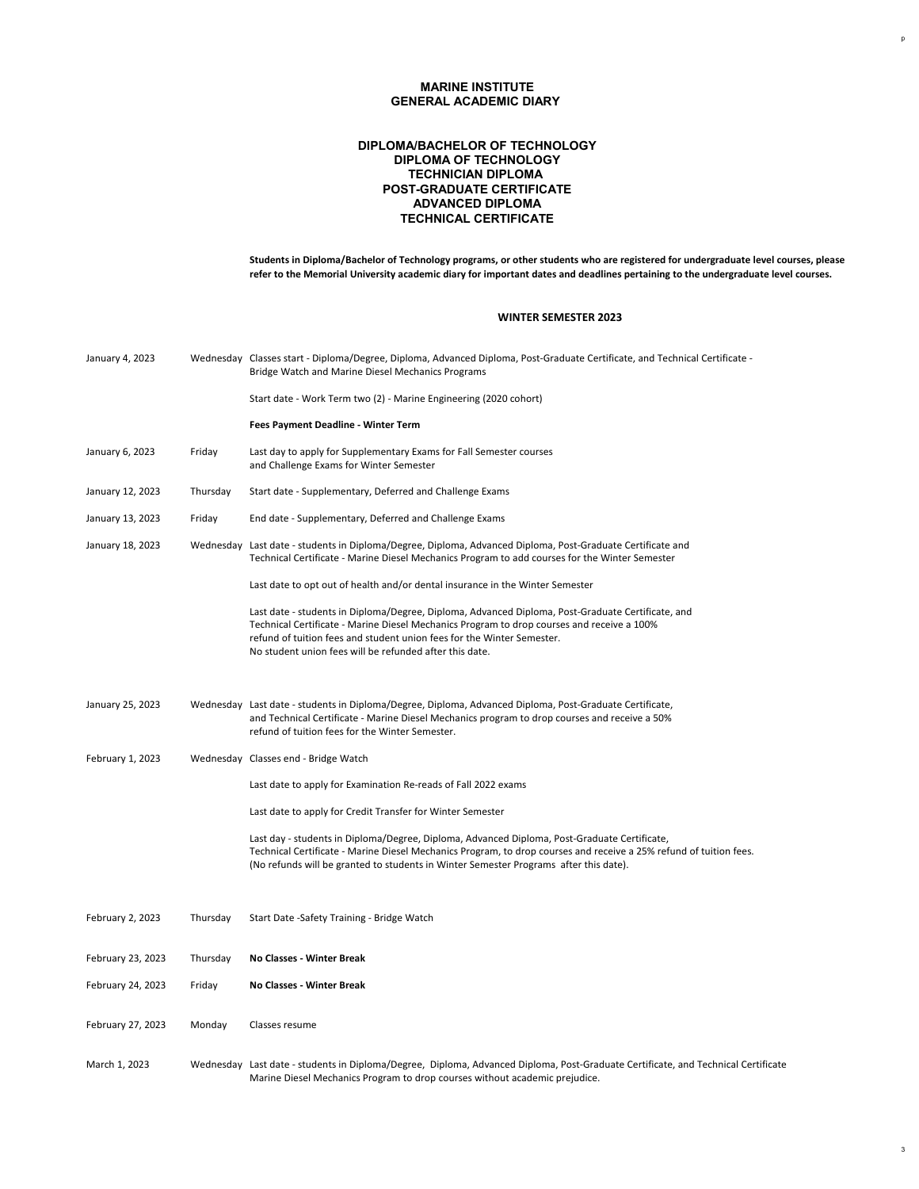# MARINE INSTITUTE
# GENERAL ACADEMIC DIARY

## DIPLOMA/BACHELOR OF TECHNOLOGY
## DIPLOMA OF TECHNOLOGY
## TECHNICIAN DIPLOMA
## POST-GRADUATE CERTIFICATE
## ADVANCED DIPLOMA
## TECHNICAL CERTIFICATE

**Students in Diploma/Bachelor of Technology programs, or other students who are registered for undergraduate level courses, please refer to the Memorial University academic diary for important dates and deadlines pertaining to the undergraduate level courses.**

### WINTER SEMESTER 2023

| Date | Day | Event |
|---|---|---|
| January 4, 2023 | Wednesday | Classes start - Diploma/Degree, Diploma, Advanced Diploma, Post-Graduate Certificate, and Technical Certificate - Bridge Watch and Marine Diesel Mechanics Programs |
| | | Start date - Work Term two (2) - Marine Engineering (2020 cohort) |
| | | **Fees Payment Deadline - Winter Term** |
| January 6, 2023 | Friday | Last day to apply for Supplementary Exams for Fall Semester courses and Challenge Exams for Winter Semester |
| January 12, 2023 | Thursday | Start date - Supplementary, Deferred and Challenge Exams |
| January 13, 2023 | Friday | End date - Supplementary, Deferred and Challenge Exams |
| January 18, 2023 | Wednesday | Last date - students in Diploma/Degree, Diploma, Advanced Diploma, Post-Graduate Certificate and Technical Certificate - Marine Diesel Mechanics Program to add courses for the Winter Semester |
| | | Last date to opt out of health and/or dental insurance in the Winter Semester |
| | | Last date - students in Diploma/Degree, Diploma, Advanced Diploma, Post-Graduate Certificate, and Technical Certificate - Marine Diesel Mechanics Program to drop courses and receive a 100% refund of tuition fees and student union fees for the Winter Semester. No student union fees will be refunded after this date. |
| January 25, 2023 | Wednesday | Last date - students in Diploma/Degree, Diploma, Advanced Diploma, Post-Graduate Certificate, and Technical Certificate - Marine Diesel Mechanics program to drop courses and receive a 50% refund of tuition fees for the Winter Semester. |
| February 1, 2023 | Wednesday | Classes end - Bridge Watch |
| | | Last date to apply for Examination Re-reads of Fall 2022 exams |
| | | Last date to apply for Credit Transfer for Winter Semester |
| | | Last day - students in Diploma/Degree, Diploma, Advanced Diploma, Post-Graduate Certificate, Technical Certificate - Marine Diesel Mechanics Program, to drop courses and receive a 25% refund of tuition fees. (No refunds will be granted to students in Winter Semester Programs after this date). |
| February 2, 2023 | Thursday | Start Date -Safety Training - Bridge Watch |
| February 23, 2023 | Thursday | **No Classes - Winter Break** |
| February 24, 2023 | Friday | **No Classes - Winter Break** |
| February 27, 2023 | Monday | Classes resume |
| March 1, 2023 | Wednesday | Last date - students in Diploma/Degree, Diploma, Advanced Diploma, Post-Graduate Certificate, and Technical Certificate Marine Diesel Mechanics Program to drop courses without academic prejudice. |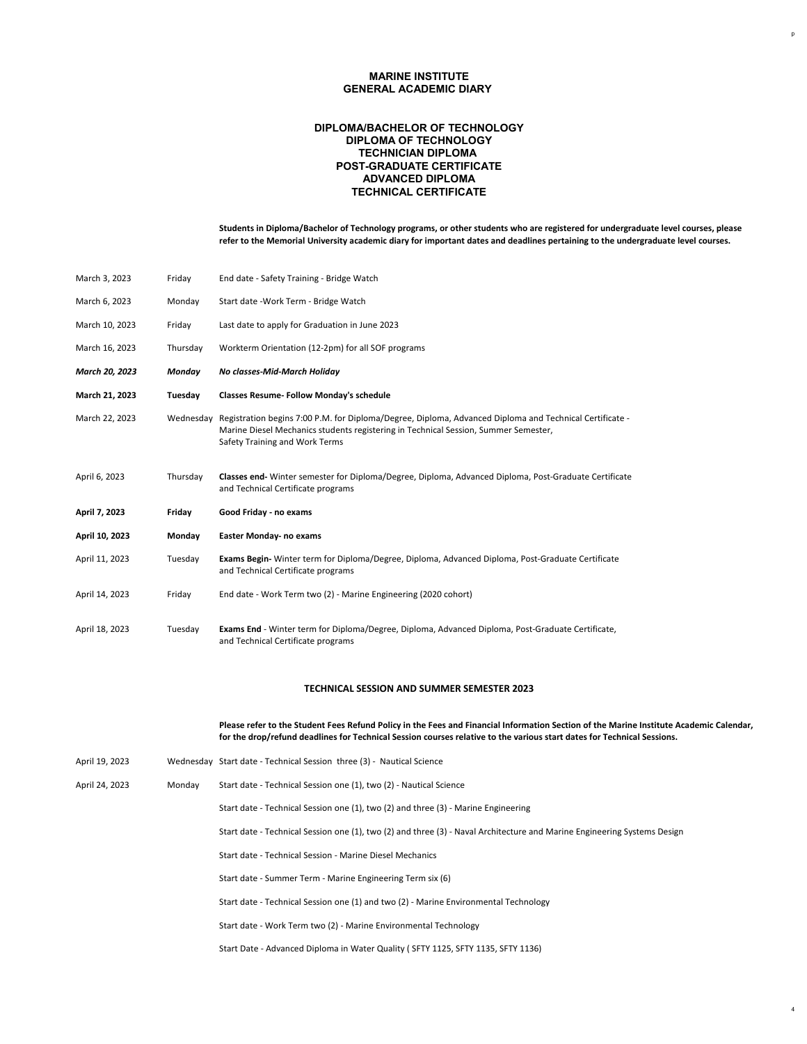## MARINE INSTITUTE
## GENERAL ACADEMIC DIARY

### DIPLOMA/BACHELOR OF TECHNOLOGY
### DIPLOMA OF TECHNOLOGY
### TECHNICIAN DIPLOMA
### POST-GRADUATE CERTIFICATE
### ADVANCED DIPLOMA
### TECHNICAL CERTIFICATE

**Students in Diploma/Bachelor of Technology programs, or other students who are registered for undergraduate level courses, please refer to the Memorial University academic diary for important dates and deadlines pertaining to the undergraduate level courses.**

| | | |
|---|---|---|
| March 3, 2023 | Friday | End date - Safety Training - Bridge Watch |
| March 6, 2023 | Monday | Start date -Work Term - Bridge Watch |
| March 10, 2023 | Friday | Last date to apply for Graduation in June 2023 |
| March 16, 2023 | Thursday | Workterm Orientation (12-2pm) for all SOF programs |
| ***March 20, 2023*** | ***Monday*** | ***No classes-Mid-March Holiday*** |
| **March 21, 2023** | **Tuesday** | **Classes Resume- Follow Monday's schedule** |
| March 22, 2023 | Wednesday | Registration begins 7:00 P.M. for Diploma/Degree, Diploma, Advanced Diploma and Technical Certificate - Marine Diesel Mechanics students registering in Technical Session, Summer Semester, Safety Training and Work Terms |
| April 6, 2023 | Thursday | **Classes end-** Winter semester for Diploma/Degree, Diploma, Advanced Diploma, Post-Graduate Certificate and Technical Certificate programs |
| **April 7, 2023** | **Friday** | **Good Friday - no exams** |
| **April 10, 2023** | **Monday** | **Easter Monday- no exams** |
| April 11, 2023 | Tuesday | **Exams Begin-** Winter term for Diploma/Degree, Diploma, Advanced Diploma, Post-Graduate Certificate and Technical Certificate programs |
| April 14, 2023 | Friday | End date - Work Term two (2) - Marine Engineering (2020 cohort) |
| April 18, 2023 | Tuesday | **Exams End** - Winter term for Diploma/Degree, Diploma, Advanced Diploma, Post-Graduate Certificate, and Technical Certificate programs |

### TECHNICAL SESSION AND SUMMER SEMESTER 2023

**Please refer to the Student Fees Refund Policy in the Fees and Financial Information Section of the Marine Institute Academic Calendar, for the drop/refund deadlines for Technical Session courses relative to the various start dates for Technical Sessions.**

| | | |
|---|---|---|
| April 19, 2023 | Wednesday | Start date - Technical Session three (3) - Nautical Science |
| April 24, 2023 | Monday | Start date - Technical Session one (1), two (2) - Nautical Science |
| | | Start date - Technical Session one (1), two (2) and three (3) - Marine Engineering |
| | | Start date - Technical Session one (1), two (2) and three (3) - Naval Architecture and Marine Engineering Systems Design |
| | | Start date - Technical Session - Marine Diesel Mechanics |
| | | Start date - Summer Term - Marine Engineering Term six (6) |
| | | Start date - Technical Session one (1) and two (2) - Marine Environmental Technology |
| | | Start date - Work Term two (2) - Marine Environmental Technology |
| | | Start Date - Advanced Diploma in Water Quality ( SFTY 1125, SFTY 1135, SFTY 1136) |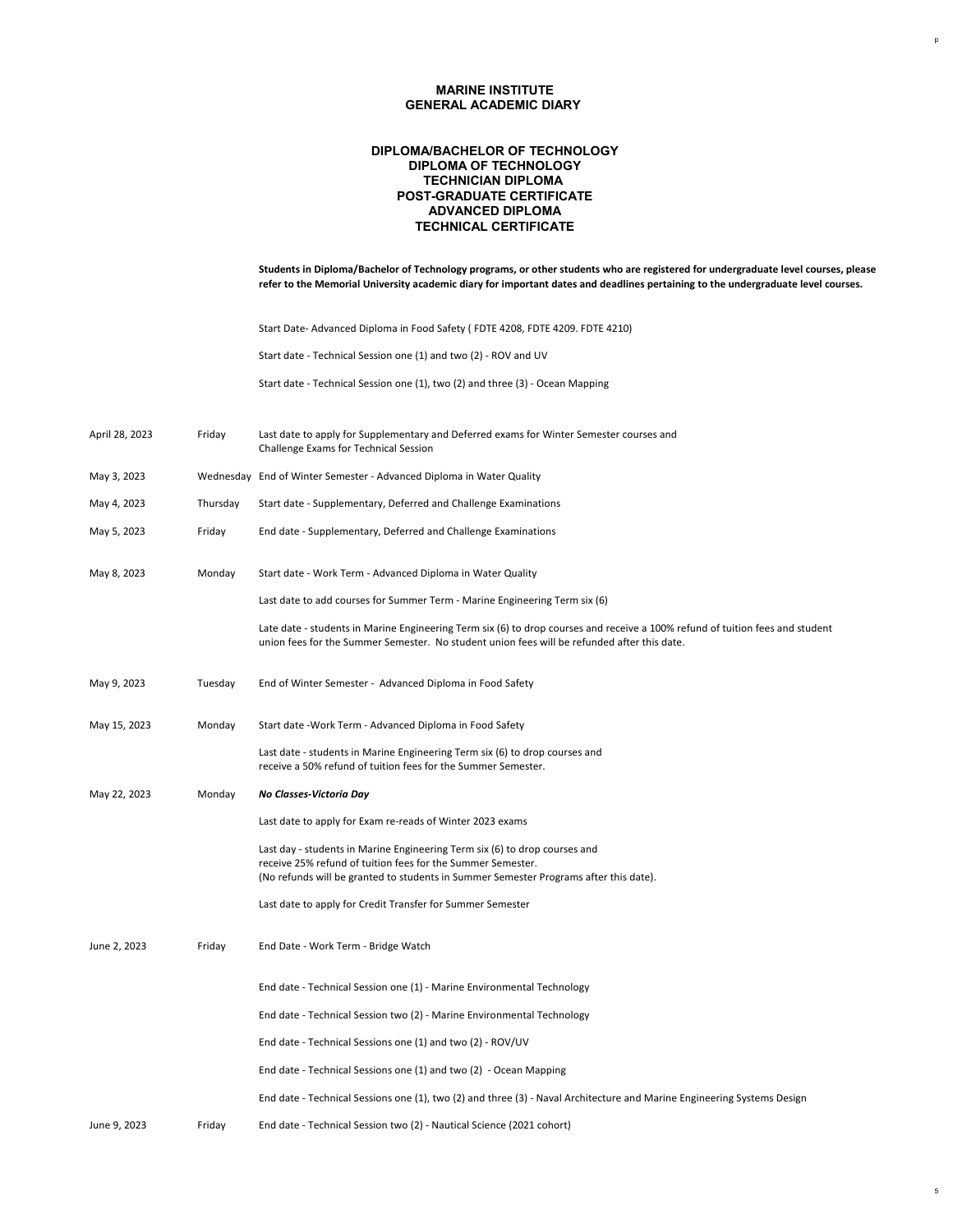# MARINE INSTITUTE
# GENERAL ACADEMIC DIARY

## DIPLOMA/BACHELOR OF TECHNOLOGY
## DIPLOMA OF TECHNOLOGY
## TECHNICIAN DIPLOMA
## POST-GRADUATE CERTIFICATE
## ADVANCED DIPLOMA
## TECHNICAL CERTIFICATE

**Students in Diploma/Bachelor of Technology programs, or other students who are registered for undergraduate level courses, please refer to the Memorial University academic diary for important dates and deadlines pertaining to the undergraduate level courses.**

Start Date- Advanced Diploma in Food Safety ( FDTE 4208, FDTE 4209. FDTE 4210)

Start date - Technical Session one (1) and two (2) - ROV and UV

Start date - Technical Session one (1), two (2) and three (3) - Ocean Mapping

| Date | Day | Event |
|---|---|---|
| April 28, 2023 | Friday | Last date to apply for Supplementary and Deferred exams for Winter Semester courses and Challenge Exams for Technical Session |
| May 3, 2023 | Wednesday | End of Winter Semester - Advanced Diploma in Water Quality |
| May 4, 2023 | Thursday | Start date - Supplementary, Deferred and Challenge Examinations |
| May 5, 2023 | Friday | End date - Supplementary, Deferred and Challenge Examinations |
| May 8, 2023 | Monday | Start date - Work Term - Advanced Diploma in Water Quality |
| | | Last date to add courses for Summer Term - Marine Engineering Term six (6) |
| | | Late date - students in Marine Engineering Term six (6) to drop courses and receive a 100% refund of tuition fees and student union fees for the Summer Semester. No student union fees will be refunded after this date. |
| May 9, 2023 | Tuesday | End of Winter Semester - Advanced Diploma in Food Safety |
| May 15, 2023 | Monday | Start date -Work Term - Advanced Diploma in Food Safety |
| | | Last date - students in Marine Engineering Term six (6) to drop courses and receive a 50% refund of tuition fees for the Summer Semester. |
| May 22, 2023 | Monday | ***No Classes-Victoria Day*** |
| | | Last date to apply for Exam re-reads of Winter 2023 exams |
| | | Last day - students in Marine Engineering Term six (6) to drop courses and receive 25% refund of tuition fees for the Summer Semester. (No refunds will be granted to students in Summer Semester Programs after this date). |
| | | Last date to apply for Credit Transfer for Summer Semester |
| June 2, 2023 | Friday | End Date - Work Term - Bridge Watch |
| | | End date - Technical Session one (1) - Marine Environmental Technology |
| | | End date - Technical Session two (2) - Marine Environmental Technology |
| | | End date - Technical Sessions one (1) and two (2) - ROV/UV |
| | | End date - Technical Sessions one (1) and two (2) - Ocean Mapping |
| | | End date - Technical Sessions one (1), two (2) and three (3) - Naval Architecture and Marine Engineering Systems Design |
| June 9, 2023 | Friday | End date - Technical Session two (2) - Nautical Science (2021 cohort) |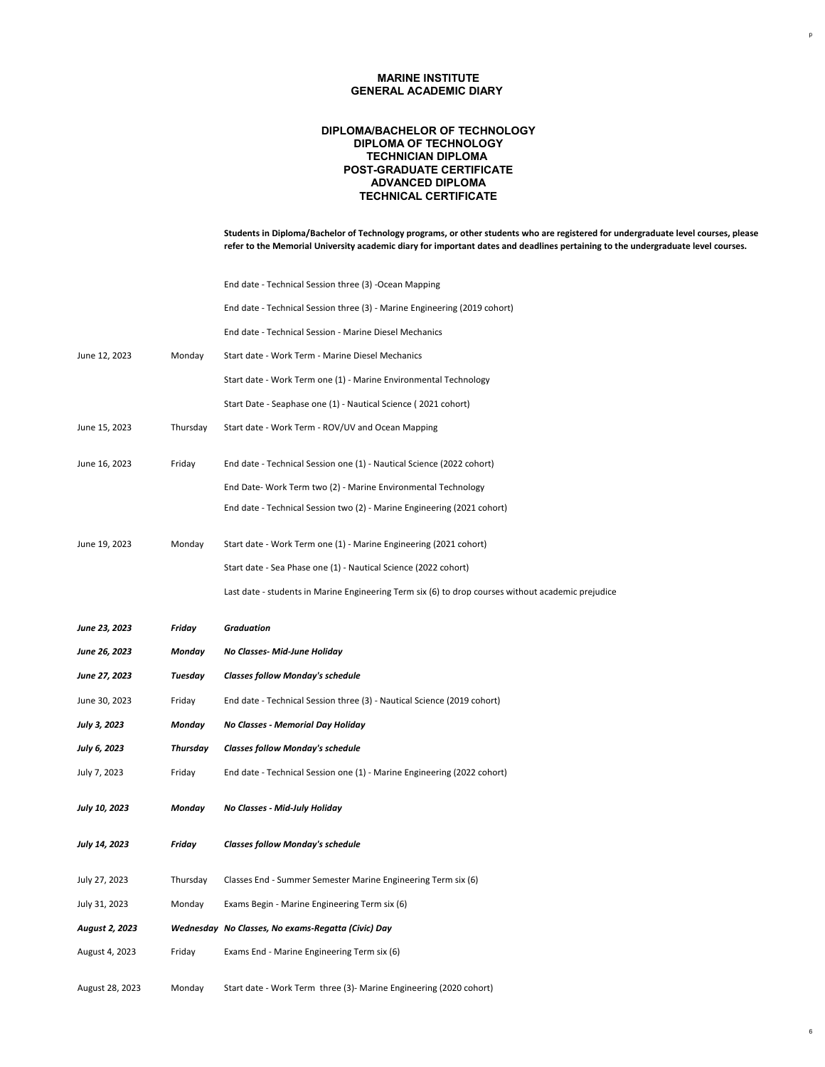# MARINE INSTITUTE
# GENERAL ACADEMIC DIARY

## DIPLOMA/BACHELOR OF TECHNOLOGY
## DIPLOMA OF TECHNOLOGY
## TECHNICIAN DIPLOMA
## POST-GRADUATE CERTIFICATE
## ADVANCED DIPLOMA
## TECHNICAL CERTIFICATE

**Students in Diploma/Bachelor of Technology programs, or other students who are registered for undergraduate level courses, please refer to the Memorial University academic diary for important dates and deadlines pertaining to the undergraduate level courses.**

| Date | Day | Event |
|---|---|---|
| | | End date - Technical Session three (3) -Ocean Mapping |
| | | End date - Technical Session three (3) - Marine Engineering (2019 cohort) |
| | | End date - Technical Session - Marine Diesel Mechanics |
| June 12, 2023 | Monday | Start date - Work Term - Marine Diesel Mechanics |
| | | Start date - Work Term one (1) - Marine Environmental Technology |
| | | Start Date - Seaphase one (1) - Nautical Science ( 2021 cohort) |
| June 15, 2023 | Thursday | Start date - Work Term - ROV/UV and Ocean Mapping |
| June 16, 2023 | Friday | End date - Technical Session one (1) - Nautical Science (2022 cohort) |
| | | End Date- Work Term two (2) - Marine Environmental Technology |
| | | End date - Technical Session two (2) - Marine Engineering (2021 cohort) |
| June 19, 2023 | Monday | Start date - Work Term one (1) - Marine Engineering (2021 cohort) |
| | | Start date - Sea Phase one (1) - Nautical Science (2022 cohort) |
| | | Last date - students in Marine Engineering Term six (6) to drop courses without academic prejudice |
| ***June 23, 2023*** | ***Friday*** | ***Graduation*** |
| ***June 26, 2023*** | ***Monday*** | ***No Classes- Mid-June Holiday*** |
| ***June 27, 2023*** | ***Tuesday*** | ***Classes follow Monday's schedule*** |
| June 30, 2023 | Friday | End date - Technical Session three (3) - Nautical Science (2019 cohort) |
| ***July 3, 2023*** | ***Monday*** | ***No Classes - Memorial Day Holiday*** |
| ***July 6, 2023*** | ***Thursday*** | ***Classes follow Monday's schedule*** |
| July 7, 2023 | Friday | End date - Technical Session one (1) - Marine Engineering (2022 cohort) |
| ***July 10, 2023*** | ***Monday*** | ***No Classes - Mid-July Holiday*** |
| ***July 14, 2023*** | ***Friday*** | ***Classes follow Monday's schedule*** |
| July 27, 2023 | Thursday | Classes End - Summer Semester Marine Engineering Term six (6) |
| July 31, 2023 | Monday | Exams Begin - Marine Engineering Term six (6) |
| ***August 2, 2023*** | ***Wednesday*** | ***No Classes, No exams-Regatta (Civic) Day*** |
| August 4, 2023 | Friday | Exams End - Marine Engineering Term six (6) |
| August 28, 2023 | Monday | Start date - Work Term three (3)- Marine Engineering (2020 cohort) |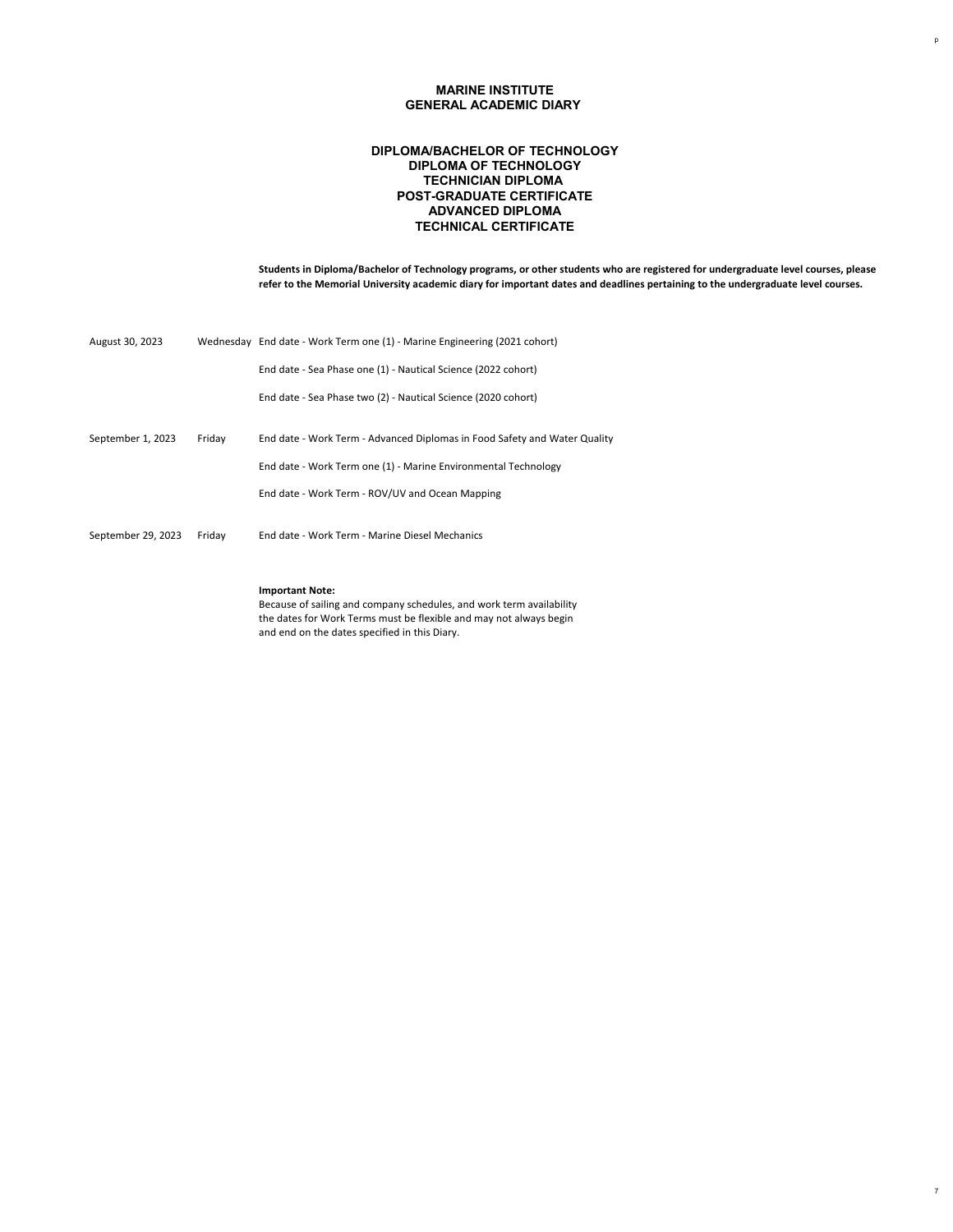# MARINE INSTITUTE
# GENERAL ACADEMIC DIARY

## DIPLOMA/BACHELOR OF TECHNOLOGY
## DIPLOMA OF TECHNOLOGY
## TECHNICIAN DIPLOMA
## POST-GRADUATE CERTIFICATE
## ADVANCED DIPLOMA
## TECHNICAL CERTIFICATE

**Students in Diploma/Bachelor of Technology programs, or other students who are registered for undergraduate level courses, please refer to the Memorial University academic diary for important dates and deadlines pertaining to the undergraduate level courses.**

| Date | Day | Event |
|---|---|---|
| August 30, 2023 | Wednesday | End date - Work Term one (1) - Marine Engineering (2021 cohort) |
| | | End date - Sea Phase one (1) - Nautical Science (2022 cohort) |
| | | End date - Sea Phase two (2) - Nautical Science (2020 cohort) |
| September 1, 2023 | Friday | End date - Work Term - Advanced Diplomas in Food Safety and Water Quality |
| | | End date - Work Term one (1) - Marine Environmental Technology |
| | | End date - Work Term - ROV/UV and Ocean Mapping |
| September 29, 2023 | Friday | End date - Work Term - Marine Diesel Mechanics |

**Important Note:**
Because of sailing and company schedules, and work term availability the dates for Work Terms must be flexible and may not always begin and end on the dates specified in this Diary.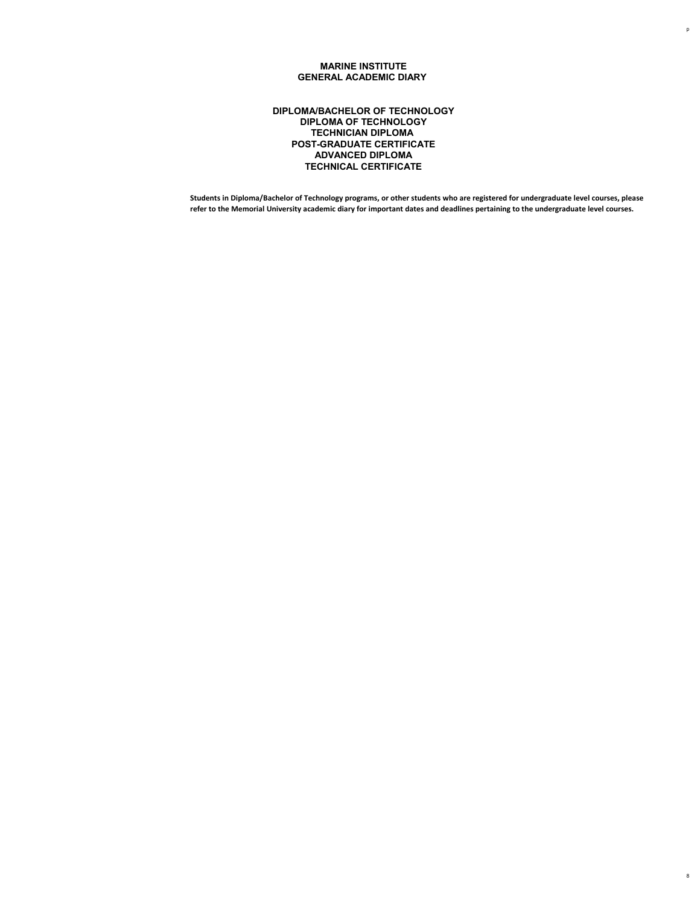# MARINE INSTITUTE
# GENERAL ACADEMIC DIARY

## DIPLOMA/BACHELOR OF TECHNOLOGY
## DIPLOMA OF TECHNOLOGY
## TECHNICIAN DIPLOMA
## POST-GRADUATE CERTIFICATE
## ADVANCED DIPLOMA
## TECHNICAL CERTIFICATE

**Students in Diploma/Bachelor of Technology programs, or other students who are registered for undergraduate level courses, please refer to the Memorial University academic diary for important dates and deadlines pertaining to the undergraduate level courses.**